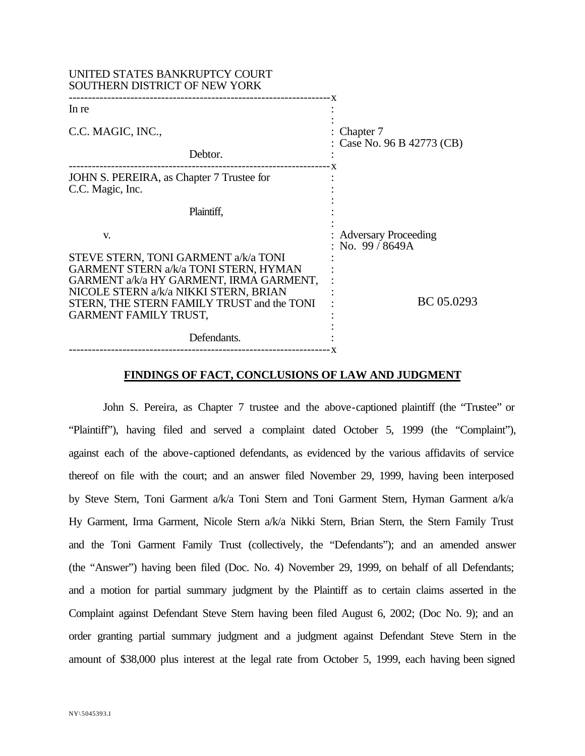UNITED STATES BANKRUPTCY COURT
SOUTHERN DISTRICT OF NEW YORK

| | |
|---|---|
| In re<br><br>C.C. MAGIC, INC.,<br><br>Debtor. | Chapter 7<br>Case No. 96 B 42773 (CB) |
| JOHN S. PEREIRA, as Chapter 7 Trustee for C.C. Magic, Inc.,<br><br>Plaintiff,<br><br>v.<br><br>STEVE STERN, TONI GARMENT a/k/a TONI GARMENT STERN a/k/a TONI STERN, HYMAN GARMENT a/k/a HY GARMENT, IRMA GARMENT, NICOLE STERN a/k/a NIKKI STERN, BRIAN STERN, THE STERN FAMILY TRUST and the TONI GARMENT FAMILY TRUST,<br><br>Defendants. | Adversary Proceeding<br>No. 99 / 8649A<br><br>BC 05.0293 |

**FINDINGS OF FACT, CONCLUSIONS OF LAW AND JUDGMENT**

John S. Pereira, as Chapter 7 trustee and the above-captioned plaintiff (the "Trustee" or "Plaintiff"), having filed and served a complaint dated October 5, 1999 (the "Complaint"), against each of the above-captioned defendants, as evidenced by the various affidavits of service thereof on file with the court; and an answer filed November 29, 1999, having been interposed by Steve Stern, Toni Garment a/k/a Toni Stern and Toni Garment Stern, Hyman Garment a/k/a Hy Garment, Irma Garment, Nicole Stern a/k/a Nikki Stern, Brian Stern, the Stern Family Trust and the Toni Garment Family Trust (collectively, the "Defendants"); and an amended answer (the "Answer") having been filed (Doc. No. 4) November 29, 1999, on behalf of all Defendants; and a motion for partial summary judgment by the Plaintiff as to certain claims asserted in the Complaint against Defendant Steve Stern having been filed August 6, 2002; (Doc No. 9); and an order granting partial summary judgment and a judgment against Defendant Steve Stern in the amount of $38,000 plus interest at the legal rate from October 5, 1999, each having been signed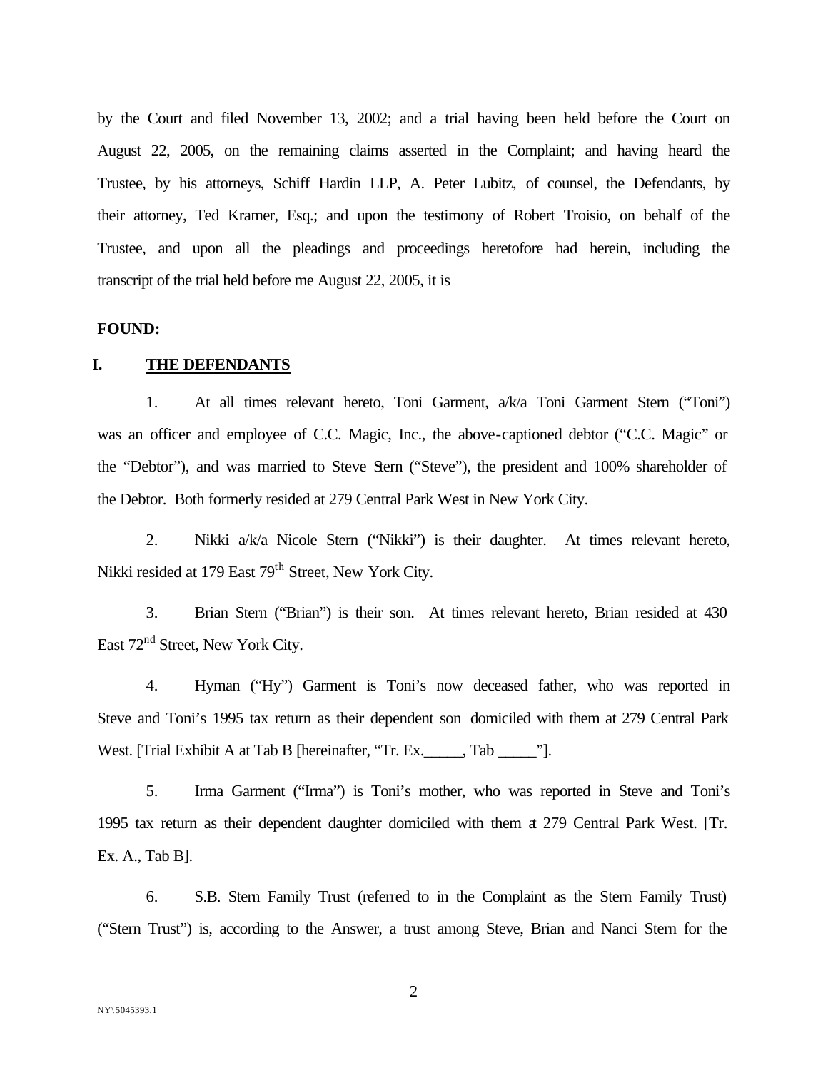by the Court and filed November 13, 2002; and a trial having been held before the Court on August 22, 2005, on the remaining claims asserted in the Complaint; and having heard the Trustee, by his attorneys, Schiff Hardin LLP, A. Peter Lubitz, of counsel, the Defendants, by their attorney, Ted Kramer, Esq.; and upon the testimony of Robert Troisio, on behalf of the Trustee, and upon all the pleadings and proceedings heretofore had herein, including the transcript of the trial held before me August 22, 2005, it is

**FOUND:**

## I. THE DEFENDANTS

1. At all times relevant hereto, Toni Garment, a/k/a Toni Garment Stern ("Toni") was an officer and employee of C.C. Magic, Inc., the above-captioned debtor ("C.C. Magic" or the "Debtor"), and was married to Steve Stern ("Steve"), the president and 100% shareholder of the Debtor. Both formerly resided at 279 Central Park West in New York City.

2. Nikki a/k/a Nicole Stern ("Nikki") is their daughter. At times relevant hereto, Nikki resided at 179 East 79th Street, New York City.

3. Brian Stern ("Brian") is their son. At times relevant hereto, Brian resided at 430 East 72nd Street, New York City.

4. Hyman ("Hy") Garment is Toni's now deceased father, who was reported in Steve and Toni's 1995 tax return as their dependent son domiciled with them at 279 Central Park West. [Trial Exhibit A at Tab B [hereinafter, "Tr. Ex.\_\_\_\_\_, Tab \_\_\_\_\_"].

5. Irma Garment ("Irma") is Toni's mother, who was reported in Steve and Toni's 1995 tax return as their dependent daughter domiciled with them at 279 Central Park West. [Tr. Ex. A., Tab B].

6. S.B. Stern Family Trust (referred to in the Complaint as the Stern Family Trust) ("Stern Trust") is, according to the Answer, a trust among Steve, Brian and Nanci Stern for the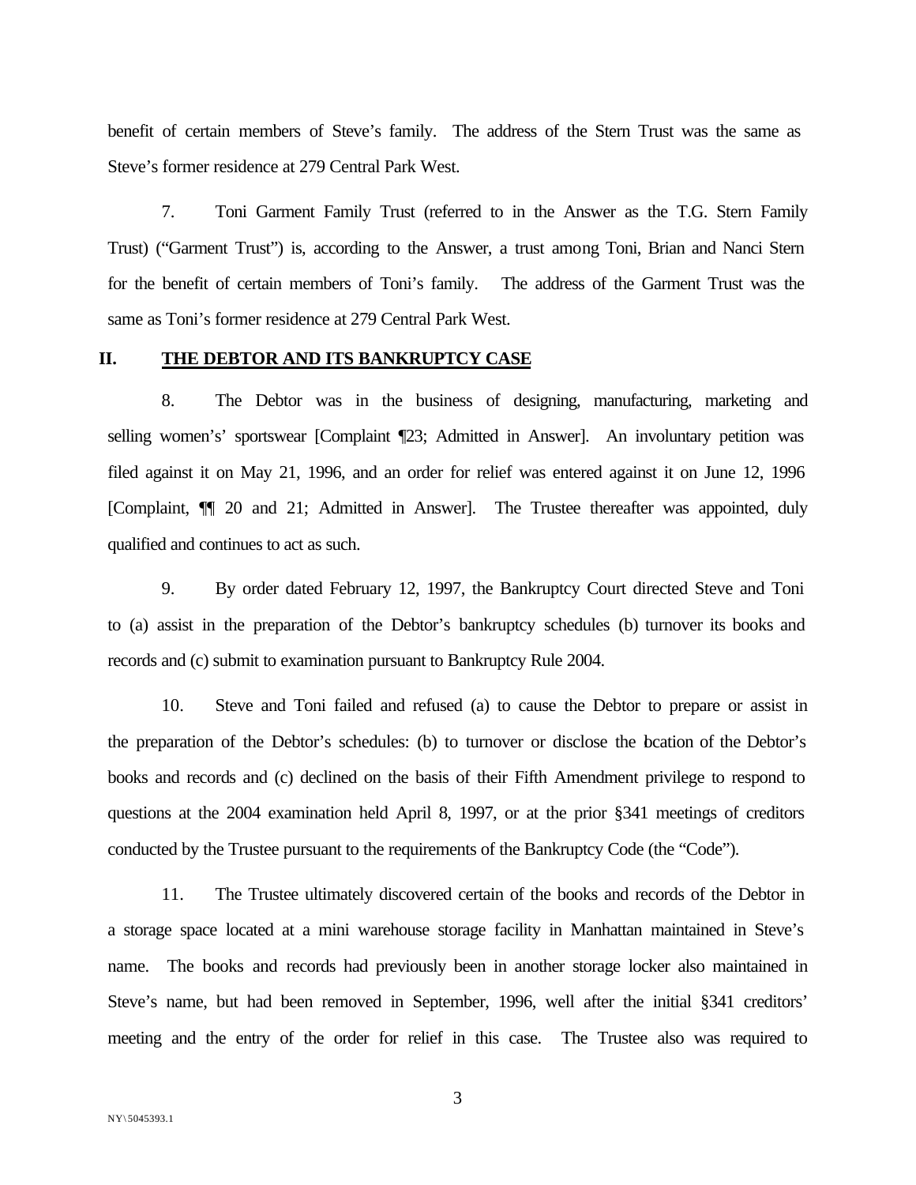benefit of certain members of Steve's family. The address of the Stern Trust was the same as Steve's former residence at 279 Central Park West.

7. Toni Garment Family Trust (referred to in the Answer as the T.G. Stern Family Trust) ("Garment Trust") is, according to the Answer, a trust among Toni, Brian and Nanci Stern for the benefit of certain members of Toni's family. The address of the Garment Trust was the same as Toni's former residence at 279 Central Park West.

## II. THE DEBTOR AND ITS BANKRUPTCY CASE

8. The Debtor was in the business of designing, manufacturing, marketing and selling women's' sportswear [Complaint ¶23; Admitted in Answer]. An involuntary petition was filed against it on May 21, 1996, and an order for relief was entered against it on June 12, 1996 [Complaint, ¶¶ 20 and 21; Admitted in Answer]. The Trustee thereafter was appointed, duly qualified and continues to act as such.

9. By order dated February 12, 1997, the Bankruptcy Court directed Steve and Toni to (a) assist in the preparation of the Debtor's bankruptcy schedules (b) turnover its books and records and (c) submit to examination pursuant to Bankruptcy Rule 2004.

10. Steve and Toni failed and refused (a) to cause the Debtor to prepare or assist in the preparation of the Debtor's schedules: (b) to turnover or disclose the location of the Debtor's books and records and (c) declined on the basis of their Fifth Amendment privilege to respond to questions at the 2004 examination held April 8, 1997, or at the prior §341 meetings of creditors conducted by the Trustee pursuant to the requirements of the Bankruptcy Code (the "Code").

11. The Trustee ultimately discovered certain of the books and records of the Debtor in a storage space located at a mini warehouse storage facility in Manhattan maintained in Steve's name. The books and records had previously been in another storage locker also maintained in Steve's name, but had been removed in September, 1996, well after the initial §341 creditors' meeting and the entry of the order for relief in this case. The Trustee also was required to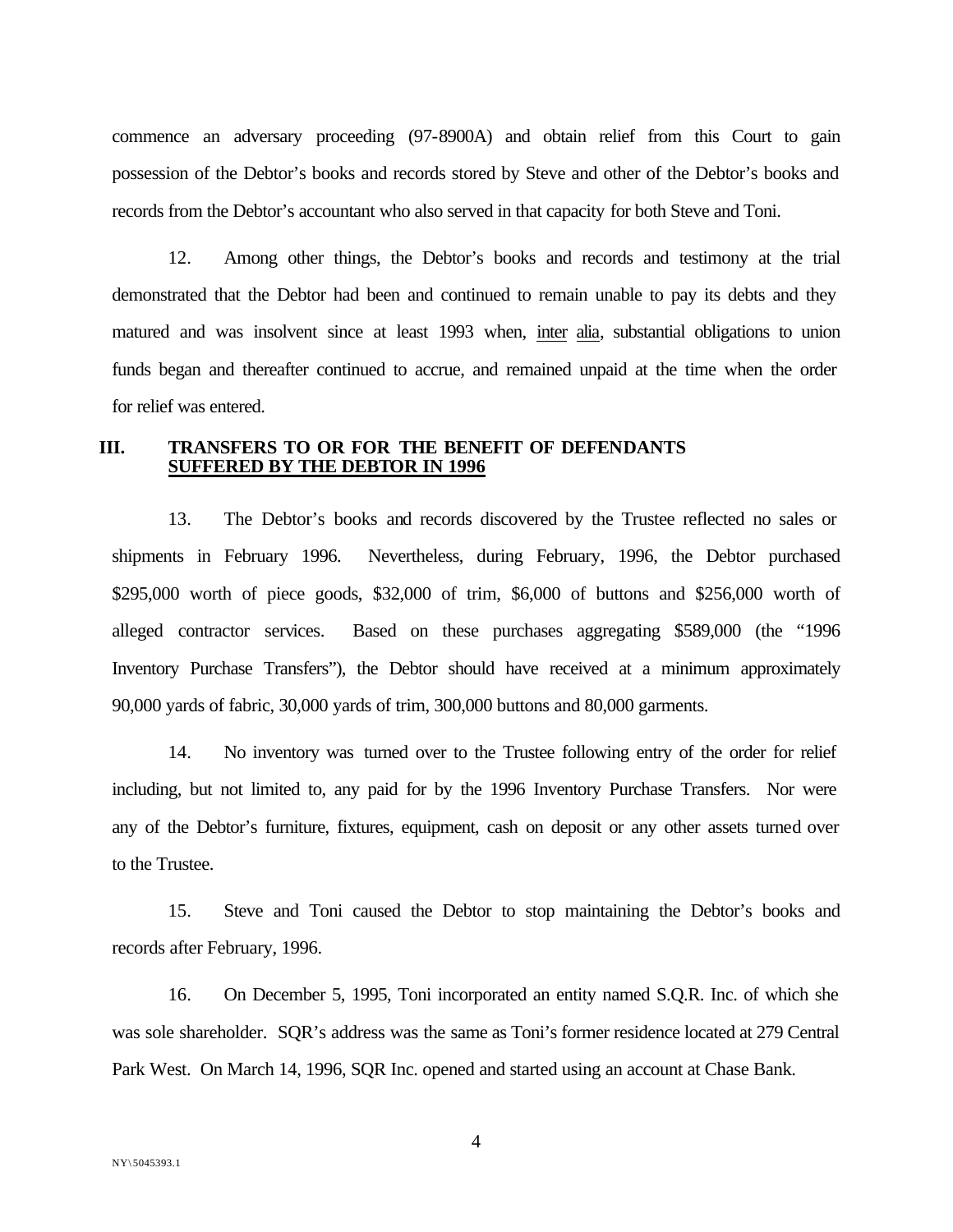commence an adversary proceeding (97-8900A) and obtain relief from this Court to gain possession of the Debtor's books and records stored by Steve and other of the Debtor's books and records from the Debtor's accountant who also served in that capacity for both Steve and Toni.

12. Among other things, the Debtor's books and records and testimony at the trial demonstrated that the Debtor had been and continued to remain unable to pay its debts and they matured and was insolvent since at least 1993 when, inter alia, substantial obligations to union funds began and thereafter continued to accrue, and remained unpaid at the time when the order for relief was entered.

## III. TRANSFERS TO OR FOR THE BENEFIT OF DEFENDANTS SUFFERED BY THE DEBTOR IN 1996

13. The Debtor's books and records discovered by the Trustee reflected no sales or shipments in February 1996. Nevertheless, during February, 1996, the Debtor purchased \$295,000 worth of piece goods, \$32,000 of trim, \$6,000 of buttons and \$256,000 worth of alleged contractor services. Based on these purchases aggregating \$589,000 (the "1996 Inventory Purchase Transfers"), the Debtor should have received at a minimum approximately 90,000 yards of fabric, 30,000 yards of trim, 300,000 buttons and 80,000 garments.

14. No inventory was turned over to the Trustee following entry of the order for relief including, but not limited to, any paid for by the 1996 Inventory Purchase Transfers. Nor were any of the Debtor's furniture, fixtures, equipment, cash on deposit or any other assets turned over to the Trustee.

15. Steve and Toni caused the Debtor to stop maintaining the Debtor's books and records after February, 1996.

16. On December 5, 1995, Toni incorporated an entity named S.Q.R. Inc. of which she was sole shareholder. SQR's address was the same as Toni's former residence located at 279 Central Park West. On March 14, 1996, SQR Inc. opened and started using an account at Chase Bank.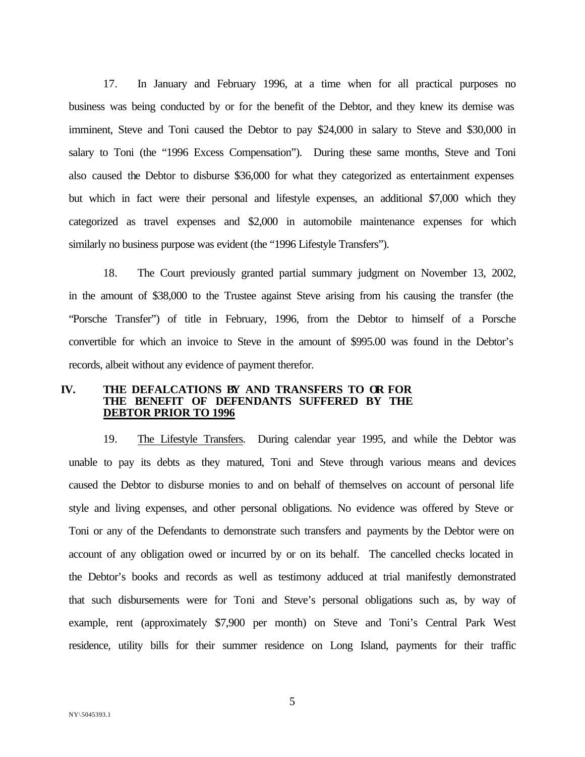17. In January and February 1996, at a time when for all practical purposes no business was being conducted by or for the benefit of the Debtor, and they knew its demise was imminent, Steve and Toni caused the Debtor to pay $24,000 in salary to Steve and $30,000 in salary to Toni (the "1996 Excess Compensation"). During these same months, Steve and Toni also caused the Debtor to disburse $36,000 for what they categorized as entertainment expenses but which in fact were their personal and lifestyle expenses, an additional $7,000 which they categorized as travel expenses and $2,000 in automobile maintenance expenses for which similarly no business purpose was evident (the "1996 Lifestyle Transfers").

18. The Court previously granted partial summary judgment on November 13, 2002, in the amount of $38,000 to the Trustee against Steve arising from his causing the transfer (the "Porsche Transfer") of title in February, 1996, from the Debtor to himself of a Porsche convertible for which an invoice to Steve in the amount of $995.00 was found in the Debtor's records, albeit without any evidence of payment therefor.

## IV. THE DEFALCATIONS BY AND TRANSFERS TO OR FOR THE BENEFIT OF DEFENDANTS SUFFERED BY THE DEBTOR PRIOR TO 1996

19. The Lifestyle Transfers. During calendar year 1995, and while the Debtor was unable to pay its debts as they matured, Toni and Steve through various means and devices caused the Debtor to disburse monies to and on behalf of themselves on account of personal life style and living expenses, and other personal obligations. No evidence was offered by Steve or Toni or any of the Defendants to demonstrate such transfers and payments by the Debtor were on account of any obligation owed or incurred by or on its behalf. The cancelled checks located in the Debtor's books and records as well as testimony adduced at trial manifestly demonstrated that such disbursements were for Toni and Steve's personal obligations such as, by way of example, rent (approximately $7,900 per month) on Steve and Toni's Central Park West residence, utility bills for their summer residence on Long Island, payments for their traffic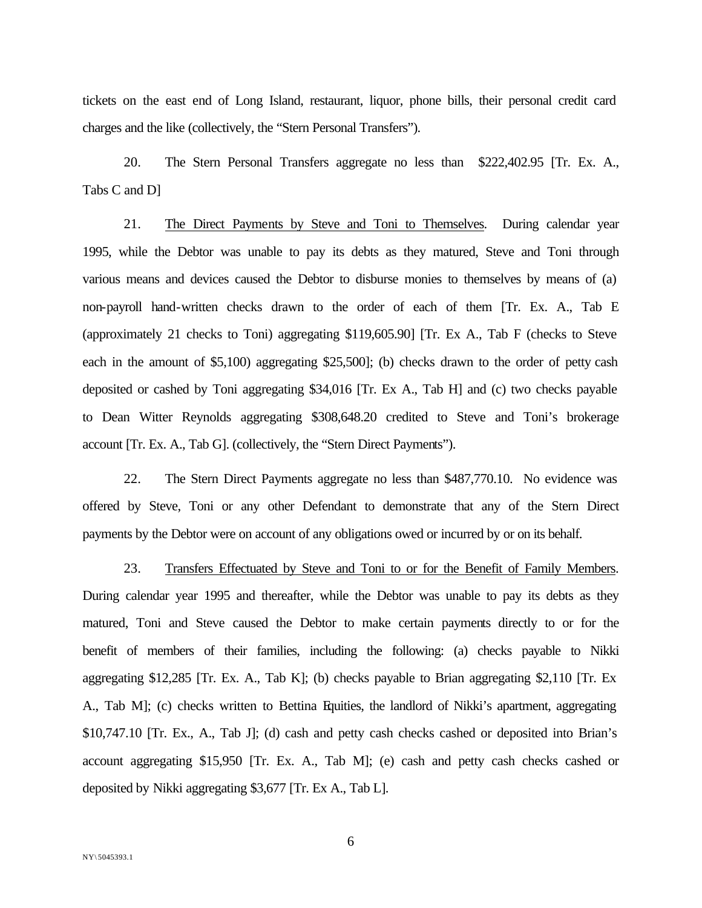tickets on the east end of Long Island, restaurant, liquor, phone bills, their personal credit card charges and the like (collectively, the "Stern Personal Transfers").

20. The Stern Personal Transfers aggregate no less than $222,402.95 [Tr. Ex. A., Tabs C and D]

21. <u>The Direct Payments by Steve and Toni to Themselves</u>. During calendar year 1995, while the Debtor was unable to pay its debts as they matured, Steve and Toni through various means and devices caused the Debtor to disburse monies to themselves by means of (a) non-payroll hand-written checks drawn to the order of each of them [Tr. Ex. A., Tab E (approximately 21 checks to Toni) aggregating $119,605.90] [Tr. Ex A., Tab F (checks to Steve each in the amount of $5,100) aggregating $25,500]; (b) checks drawn to the order of petty cash deposited or cashed by Toni aggregating $34,016 [Tr. Ex A., Tab H] and (c) two checks payable to Dean Witter Reynolds aggregating $308,648.20 credited to Steve and Toni's brokerage account [Tr. Ex. A., Tab G]. (collectively, the "Stern Direct Payments").

22. The Stern Direct Payments aggregate no less than $487,770.10. No evidence was offered by Steve, Toni or any other Defendant to demonstrate that any of the Stern Direct payments by the Debtor were on account of any obligations owed or incurred by or on its behalf.

23. <u>Transfers Effectuated by Steve and Toni to or for the Benefit of Family Members</u>. During calendar year 1995 and thereafter, while the Debtor was unable to pay its debts as they matured, Toni and Steve caused the Debtor to make certain payments directly to or for the benefit of members of their families, including the following: (a) checks payable to Nikki aggregating $12,285 [Tr. Ex. A., Tab K]; (b) checks payable to Brian aggregating $2,110 [Tr. Ex A., Tab M]; (c) checks written to Bettina Equities, the landlord of Nikki's apartment, aggregating $10,747.10 [Tr. Ex., A., Tab J]; (d) cash and petty cash checks cashed or deposited into Brian's account aggregating $15,950 [Tr. Ex. A., Tab M]; (e) cash and petty cash checks cashed or deposited by Nikki aggregating $3,677 [Tr. Ex A., Tab L].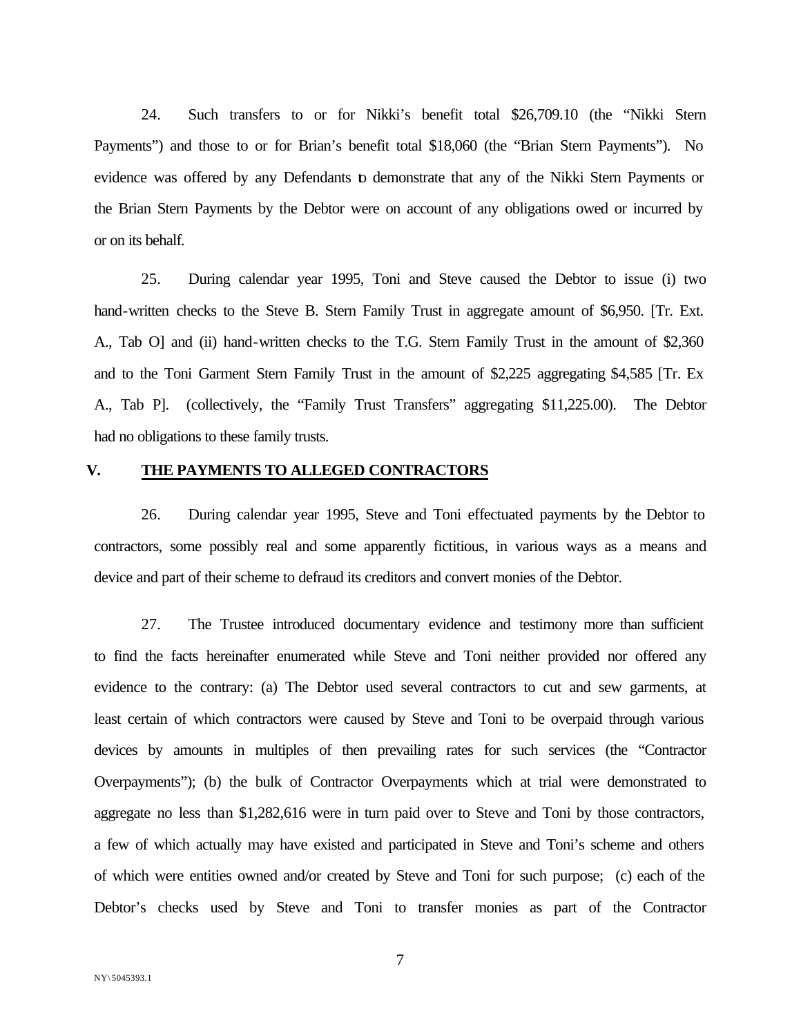24. Such transfers to or for Nikki's benefit total $26,709.10 (the "Nikki Stern Payments") and those to or for Brian's benefit total $18,060 (the "Brian Stern Payments"). No evidence was offered by any Defendants to demonstrate that any of the Nikki Stern Payments or the Brian Stern Payments by the Debtor were on account of any obligations owed or incurred by or on its behalf.

25. During calendar year 1995, Toni and Steve caused the Debtor to issue (i) two hand-written checks to the Steve B. Stern Family Trust in aggregate amount of $6,950. [Tr. Ext. A., Tab O] and (ii) hand-written checks to the T.G. Stern Family Trust in the amount of $2,360 and to the Toni Garment Stern Family Trust in the amount of $2,225 aggregating $4,585 [Tr. Ex A., Tab P]. (collectively, the "Family Trust Transfers" aggregating $11,225.00). The Debtor had no obligations to these family trusts.

## V. **THE PAYMENTS TO ALLEGED CONTRACTORS**

26. During calendar year 1995, Steve and Toni effectuated payments by the Debtor to contractors, some possibly real and some apparently fictitious, in various ways as a means and device and part of their scheme to defraud its creditors and convert monies of the Debtor.

27. The Trustee introduced documentary evidence and testimony more than sufficient to find the facts hereinafter enumerated while Steve and Toni neither provided nor offered any evidence to the contrary: (a) The Debtor used several contractors to cut and sew garments, at least certain of which contractors were caused by Steve and Toni to be overpaid through various devices by amounts in multiples of then prevailing rates for such services (the "Contractor Overpayments"); (b) the bulk of Contractor Overpayments which at trial were demonstrated to aggregate no less than $1,282,616 were in turn paid over to Steve and Toni by those contractors, a few of which actually may have existed and participated in Steve and Toni's scheme and others of which were entities owned and/or created by Steve and Toni for such purpose; (c) each of the Debtor's checks used by Steve and Toni to transfer monies as part of the Contractor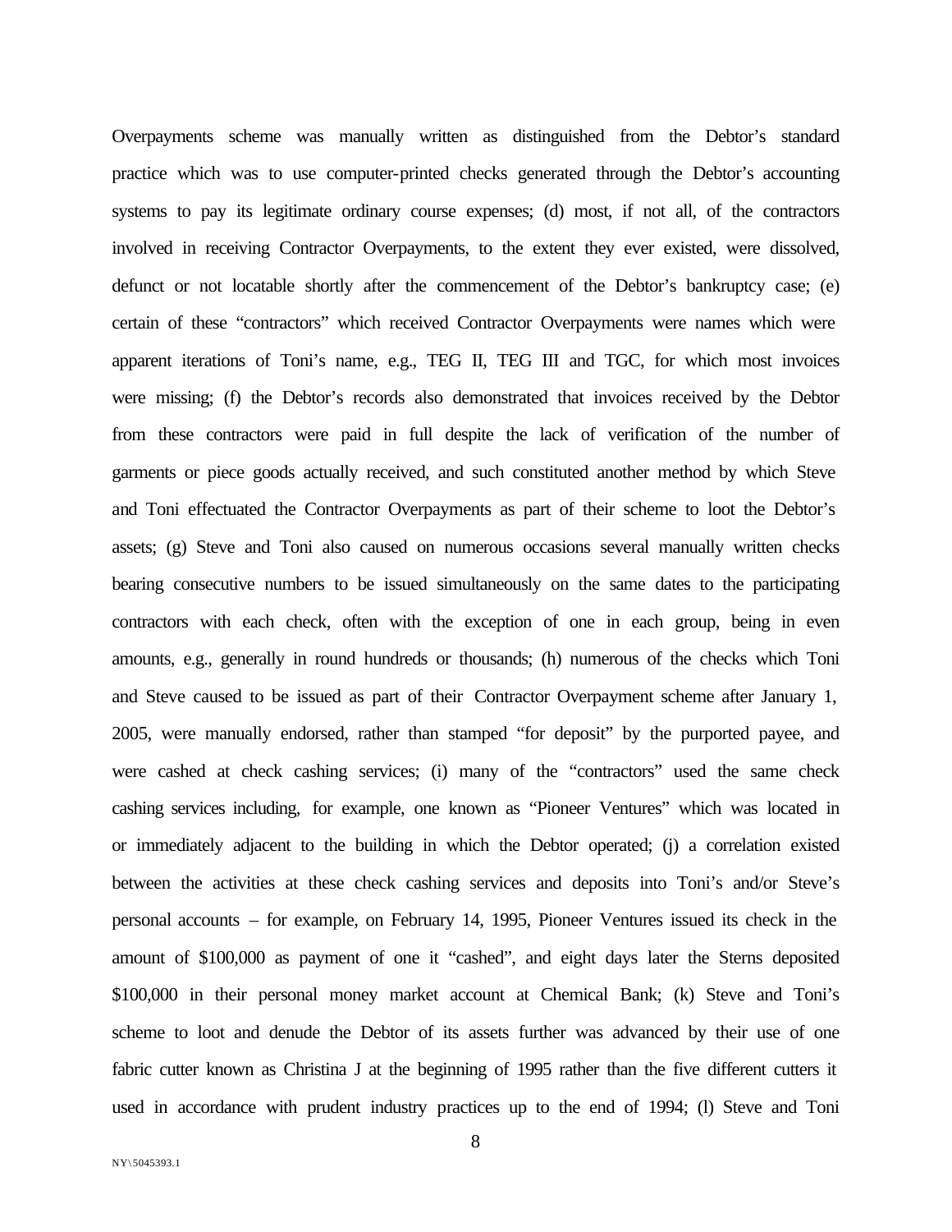Overpayments scheme was manually written as distinguished from the Debtor's standard practice which was to use computer-printed checks generated through the Debtor's accounting systems to pay its legitimate ordinary course expenses; (d) most, if not all, of the contractors involved in receiving Contractor Overpayments, to the extent they ever existed, were dissolved, defunct or not locatable shortly after the commencement of the Debtor's bankruptcy case; (e) certain of these "contractors" which received Contractor Overpayments were names which were apparent iterations of Toni's name, e.g., TEG II, TEG III and TGC, for which most invoices were missing; (f) the Debtor's records also demonstrated that invoices received by the Debtor from these contractors were paid in full despite the lack of verification of the number of garments or piece goods actually received, and such constituted another method by which Steve and Toni effectuated the Contractor Overpayments as part of their scheme to loot the Debtor's assets; (g) Steve and Toni also caused on numerous occasions several manually written checks bearing consecutive numbers to be issued simultaneously on the same dates to the participating contractors with each check, often with the exception of one in each group, being in even amounts, e.g., generally in round hundreds or thousands; (h) numerous of the checks which Toni and Steve caused to be issued as part of their Contractor Overpayment scheme after January 1, 2005, were manually endorsed, rather than stamped "for deposit" by the purported payee, and were cashed at check cashing services; (i) many of the "contractors" used the same check cashing services including, for example, one known as "Pioneer Ventures" which was located in or immediately adjacent to the building in which the Debtor operated; (j) a correlation existed between the activities at these check cashing services and deposits into Toni's and/or Steve's personal accounts – for example, on February 14, 1995, Pioneer Ventures issued its check in the amount of $100,000 as payment of one it "cashed", and eight days later the Sterns deposited $100,000 in their personal money market account at Chemical Bank; (k) Steve and Toni's scheme to loot and denude the Debtor of its assets further was advanced by their use of one fabric cutter known as Christina J at the beginning of 1995 rather than the five different cutters it used in accordance with prudent industry practices up to the end of 1994; (l) Steve and Toni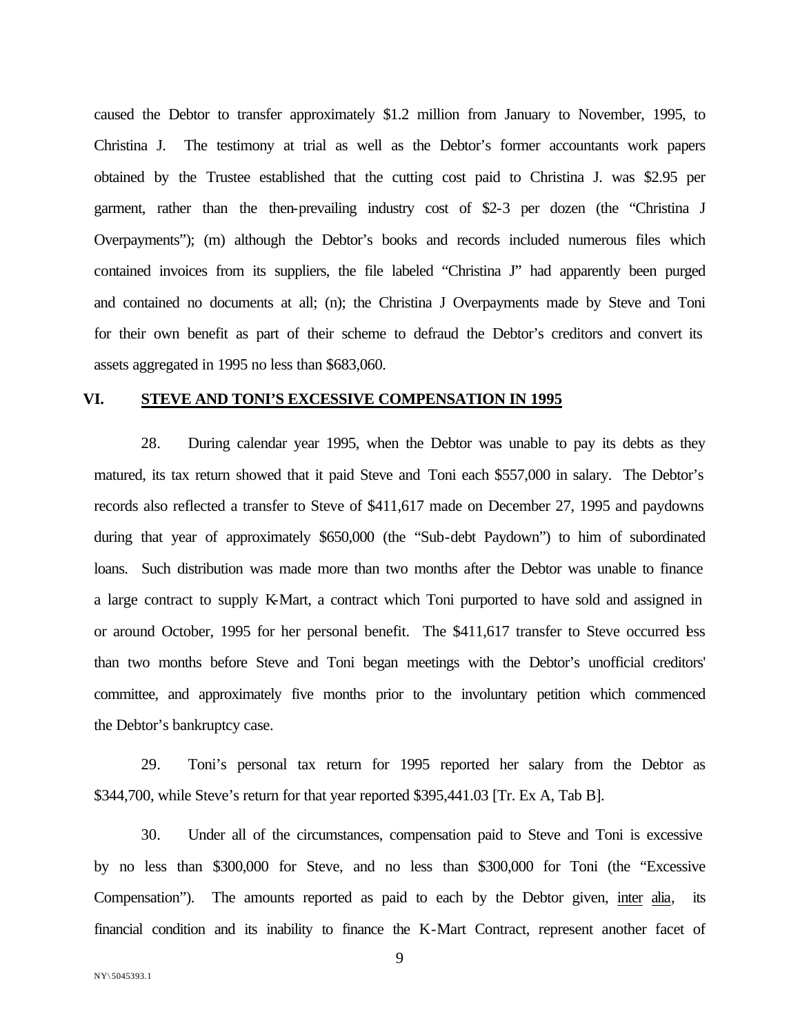caused the Debtor to transfer approximately $1.2 million from January to November, 1995, to Christina J. The testimony at trial as well as the Debtor's former accountants work papers obtained by the Trustee established that the cutting cost paid to Christina J. was $2.95 per garment, rather than the then-prevailing industry cost of $2-3 per dozen (the "Christina J Overpayments"); (m) although the Debtor's books and records included numerous files which contained invoices from its suppliers, the file labeled "Christina J" had apparently been purged and contained no documents at all; (n); the Christina J Overpayments made by Steve and Toni for their own benefit as part of their scheme to defraud the Debtor's creditors and convert its assets aggregated in 1995 no less than $683,060.

## VI. STEVE AND TONI'S EXCESSIVE COMPENSATION IN 1995

28. During calendar year 1995, when the Debtor was unable to pay its debts as they matured, its tax return showed that it paid Steve and Toni each $557,000 in salary. The Debtor's records also reflected a transfer to Steve of $411,617 made on December 27, 1995 and paydowns during that year of approximately $650,000 (the "Sub-debt Paydown") to him of subordinated loans. Such distribution was made more than two months after the Debtor was unable to finance a large contract to supply K-Mart, a contract which Toni purported to have sold and assigned in or around October, 1995 for her personal benefit. The $411,617 transfer to Steve occurred less than two months before Steve and Toni began meetings with the Debtor's unofficial creditors' committee, and approximately five months prior to the involuntary petition which commenced the Debtor's bankruptcy case.

29. Toni's personal tax return for 1995 reported her salary from the Debtor as $344,700, while Steve's return for that year reported $395,441.03 [Tr. Ex A, Tab B].

30. Under all of the circumstances, compensation paid to Steve and Toni is excessive by no less than $300,000 for Steve, and no less than $300,000 for Toni (the "Excessive Compensation"). The amounts reported as paid to each by the Debtor given, inter alia, its financial condition and its inability to finance the K-Mart Contract, represent another facet of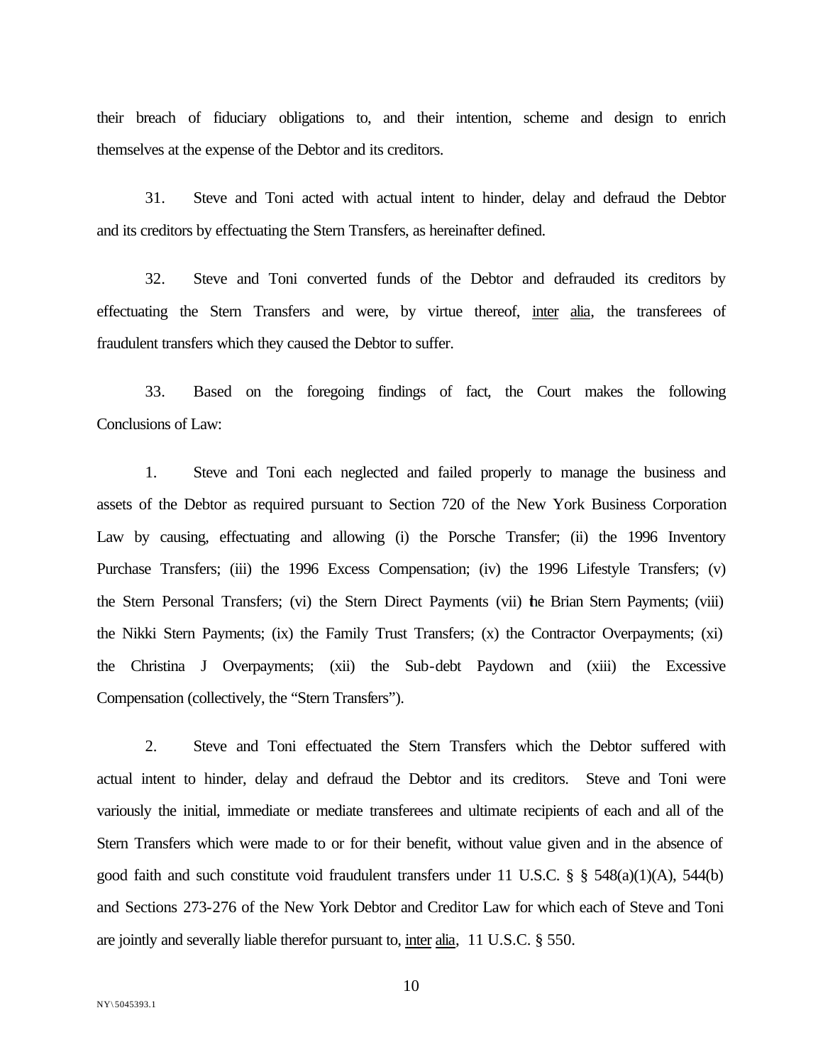their breach of fiduciary obligations to, and their intention, scheme and design to enrich themselves at the expense of the Debtor and its creditors.

31. Steve and Toni acted with actual intent to hinder, delay and defraud the Debtor and its creditors by effectuating the Stern Transfers, as hereinafter defined.

32. Steve and Toni converted funds of the Debtor and defrauded its creditors by effectuating the Stern Transfers and were, by virtue thereof, inter alia, the transferees of fraudulent transfers which they caused the Debtor to suffer.

33. Based on the foregoing findings of fact, the Court makes the following Conclusions of Law:

1. Steve and Toni each neglected and failed properly to manage the business and assets of the Debtor as required pursuant to Section 720 of the New York Business Corporation Law by causing, effectuating and allowing (i) the Porsche Transfer; (ii) the 1996 Inventory Purchase Transfers; (iii) the 1996 Excess Compensation; (iv) the 1996 Lifestyle Transfers; (v) the Stern Personal Transfers; (vi) the Stern Direct Payments (vii) the Brian Stern Payments; (viii) the Nikki Stern Payments; (ix) the Family Trust Transfers; (x) the Contractor Overpayments; (xi) the Christina J Overpayments; (xii) the Sub-debt Paydown and (xiii) the Excessive Compensation (collectively, the "Stern Transfers").

2. Steve and Toni effectuated the Stern Transfers which the Debtor suffered with actual intent to hinder, delay and defraud the Debtor and its creditors. Steve and Toni were variously the initial, immediate or mediate transferees and ultimate recipients of each and all of the Stern Transfers which were made to or for their benefit, without value given and in the absence of good faith and such constitute void fraudulent transfers under 11 U.S.C. § § 548(a)(1)(A), 544(b) and Sections 273-276 of the New York Debtor and Creditor Law for which each of Steve and Toni are jointly and severally liable therefor pursuant to, inter alia, 11 U.S.C. § 550.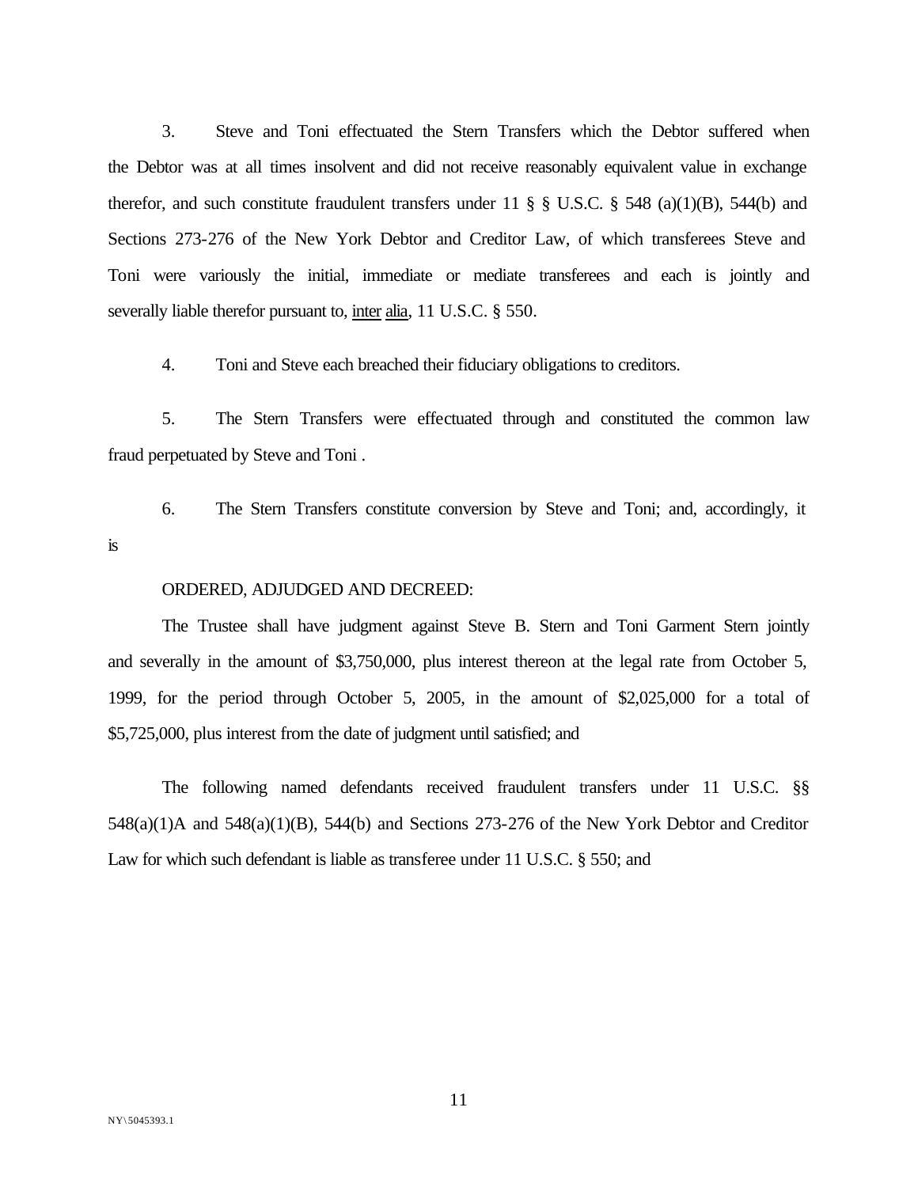3. Steve and Toni effectuated the Stern Transfers which the Debtor suffered when the Debtor was at all times insolvent and did not receive reasonably equivalent value in exchange therefor, and such constitute fraudulent transfers under 11 § § U.S.C. § 548 (a)(1)(B), 544(b) and Sections 273-276 of the New York Debtor and Creditor Law, of which transferees Steve and Toni were variously the initial, immediate or mediate transferees and each is jointly and severally liable therefor pursuant to, inter alia, 11 U.S.C. § 550.

4. Toni and Steve each breached their fiduciary obligations to creditors.

5. The Stern Transfers were effectuated through and constituted the common law fraud perpetuated by Steve and Toni .

6. The Stern Transfers constitute conversion by Steve and Toni; and, accordingly, it is

ORDERED, ADJUDGED AND DECREED:

The Trustee shall have judgment against Steve B. Stern and Toni Garment Stern jointly and severally in the amount of $3,750,000, plus interest thereon at the legal rate from October 5, 1999, for the period through October 5, 2005, in the amount of $2,025,000 for a total of $5,725,000, plus interest from the date of judgment until satisfied; and

The following named defendants received fraudulent transfers under 11 U.S.C. §§ 548(a)(1)A and 548(a)(1)(B), 544(b) and Sections 273-276 of the New York Debtor and Creditor Law for which such defendant is liable as transferee under 11 U.S.C. § 550; and

NY\5045393.1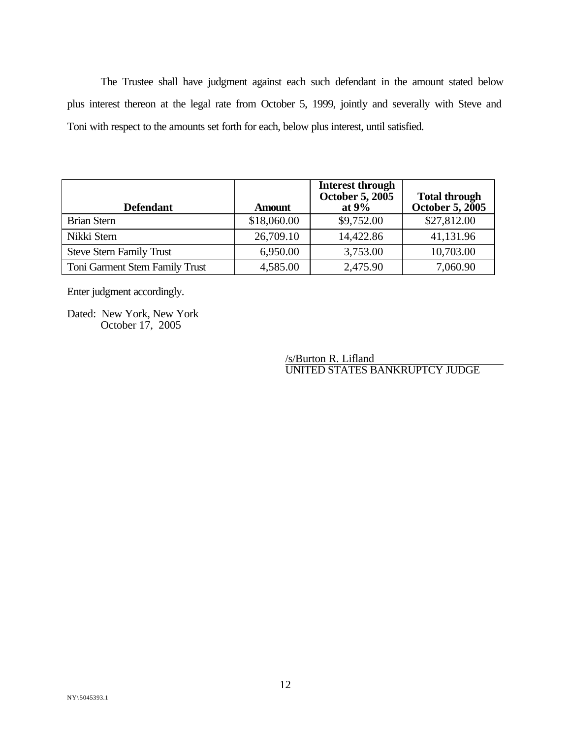The Trustee shall have judgment against each such defendant in the amount stated below plus interest thereon at the legal rate from October 5, 1999, jointly and severally with Steve and Toni with respect to the amounts set forth for each, below plus interest, until satisfied.

| **Defendant** | **Amount** | **Interest through October 5, 2005 at 9%** | **Total through October 5, 2005** |
|---|---|---|---|
| Brian Stern | $18,060.00 | $9,752.00 | $27,812.00 |
| Nikki Stern | 26,709.10 | 14,422.86 | 41,131.96 |
| Steve Stern Family Trust | 6,950.00 | 3,753.00 | 10,703.00 |
| Toni Garment Stern Family Trust | 4,585.00 | 2,475.90 | 7,060.90 |

Enter judgment accordingly.

Dated: New York, New York
October 17, 2005

/s/Burton R. Lifland
UNITED STATES BANKRUPTCY JUDGE

NY\5045393.1